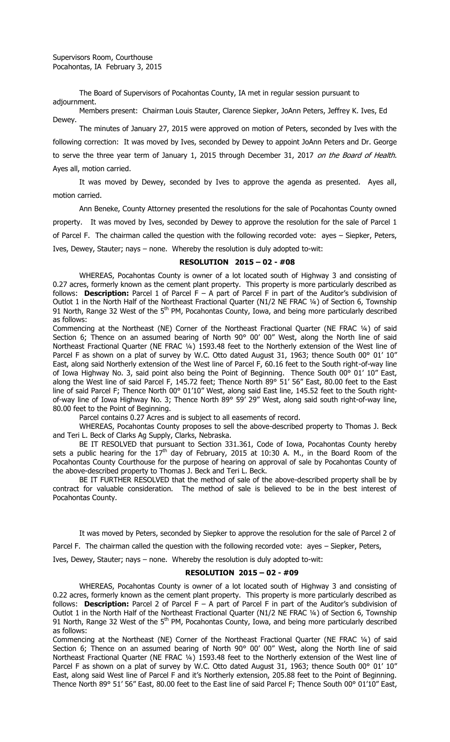Supervisors Room, Courthouse
Pocahontas, IA February 3, 2015

The Board of Supervisors of Pocahontas County, IA met in regular session pursuant to adjournment.

Members present: Chairman Louis Stauter, Clarence Siepker, JoAnn Peters, Jeffrey K. Ives, Ed Dewey.

The minutes of January 27, 2015 were approved on motion of Peters, seconded by Ives with the following correction: It was moved by Ives, seconded by Dewey to appoint JoAnn Peters and Dr. George to serve the three year term of January 1, 2015 through December 31, 2017 *on the Board of Health*. Ayes all, motion carried.

It was moved by Dewey, seconded by Ives to approve the agenda as presented. Ayes all, motion carried.

Ann Beneke, County Attorney presented the resolutions for the sale of Pocahontas County owned property. It was moved by Ives, seconded by Dewey to approve the resolution for the sale of Parcel 1 of Parcel F. The chairman called the question with the following recorded vote: ayes – Siepker, Peters, Ives, Dewey, Stauter; nays – none. Whereby the resolution is duly adopted to-wit:

**RESOLUTION 2015 – 02 - #08**

WHEREAS, Pocahontas County is owner of a lot located south of Highway 3 and consisting of 0.27 acres, formerly known as the cement plant property. This property is more particularly described as follows: **Description:** Parcel 1 of Parcel F – A part of Parcel F in part of the Auditor's subdivision of Outlot 1 in the North Half of the Northeast Fractional Quarter (N1/2 NE FRAC ¼) of Section 6, Township 91 North, Range 32 West of the 5th PM, Pocahontas County, Iowa, and being more particularly described as follows:

Commencing at the Northeast (NE) Corner of the Northeast Fractional Quarter (NE FRAC ¼) of said Section 6; Thence on an assumed bearing of North 90° 00' 00" West, along the North line of said Northeast Fractional Quarter (NE FRAC ¼) 1593.48 feet to the Northerly extension of the West line of Parcel F as shown on a plat of survey by W.C. Otto dated August 31, 1963; thence South 00° 01' 10" East, along said Northerly extension of the West line of Parcel F, 60.16 feet to the South right-of-way line of Iowa Highway No. 3, said point also being the Point of Beginning. Thence South 00° 01' 10" East, along the West line of said Parcel F, 145.72 feet; Thence North 89° 51' 56" East, 80.00 feet to the East line of said Parcel F; Thence North 00° 01'10" West, along said East line, 145.52 feet to the South right-of-way line of Iowa Highway No. 3; Thence North 89° 59' 29" West, along said south right-of-way line, 80.00 feet to the Point of Beginning.

Parcel contains 0.27 Acres and is subject to all easements of record.

WHEREAS, Pocahontas County proposes to sell the above-described property to Thomas J. Beck and Teri L. Beck of Clarks Ag Supply, Clarks, Nebraska.

BE IT RESOLVED that pursuant to Section 331.361, Code of Iowa, Pocahontas County hereby sets a public hearing for the 17th day of February, 2015 at 10:30 A. M., in the Board Room of the Pocahontas County Courthouse for the purpose of hearing on approval of sale by Pocahontas County of the above-described property to Thomas J. Beck and Teri L. Beck.

BE IT FURTHER RESOLVED that the method of sale of the above-described property shall be by contract for valuable consideration. The method of sale is believed to be in the best interest of Pocahontas County.

It was moved by Peters, seconded by Siepker to approve the resolution for the sale of Parcel 2 of Parcel F. The chairman called the question with the following recorded vote: ayes – Siepker, Peters, Ives, Dewey, Stauter; nays – none. Whereby the resolution is duly adopted to-wit:

**RESOLUTION 2015 – 02 - #09**

WHEREAS, Pocahontas County is owner of a lot located south of Highway 3 and consisting of 0.22 acres, formerly known as the cement plant property. This property is more particularly described as follows: **Description:** Parcel 2 of Parcel F – A part of Parcel F in part of the Auditor's subdivision of Outlot 1 in the North Half of the Northeast Fractional Quarter (N1/2 NE FRAC ¼) of Section 6, Township 91 North, Range 32 West of the 5th PM, Pocahontas County, Iowa, and being more particularly described as follows:

Commencing at the Northeast (NE) Corner of the Northeast Fractional Quarter (NE FRAC ¼) of said Section 6; Thence on an assumed bearing of North 90° 00' 00" West, along the North line of said Northeast Fractional Quarter (NE FRAC ¼) 1593.48 feet to the Northerly extension of the West line of Parcel F as shown on a plat of survey by W.C. Otto dated August 31, 1963; thence South 00° 01' 10" East, along said West line of Parcel F and it's Northerly extension, 205.88 feet to the Point of Beginning. Thence North 89° 51' 56" East, 80.00 feet to the East line of said Parcel F; Thence South 00° 01'10" East,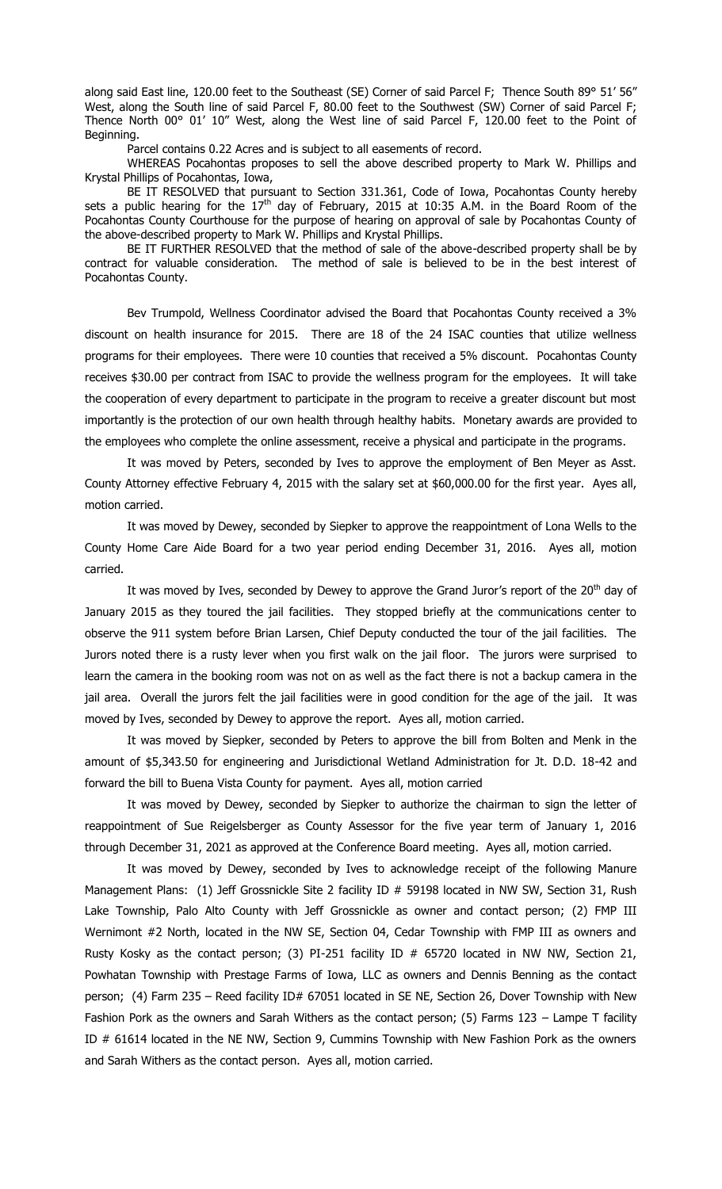along said East line, 120.00 feet to the Southeast (SE) Corner of said Parcel F; Thence South 89° 51' 56" West, along the South line of said Parcel F, 80.00 feet to the Southwest (SW) Corner of said Parcel F; Thence North 00° 01' 10" West, along the West line of said Parcel F, 120.00 feet to the Point of Beginning.

Parcel contains 0.22 Acres and is subject to all easements of record.

WHEREAS Pocahontas proposes to sell the above described property to Mark W. Phillips and Krystal Phillips of Pocahontas, Iowa,

BE IT RESOLVED that pursuant to Section 331.361, Code of Iowa, Pocahontas County hereby sets a public hearing for the 17th day of February, 2015 at 10:35 A.M. in the Board Room of the Pocahontas County Courthouse for the purpose of hearing on approval of sale by Pocahontas County of the above-described property to Mark W. Phillips and Krystal Phillips.

BE IT FURTHER RESOLVED that the method of sale of the above-described property shall be by contract for valuable consideration. The method of sale is believed to be in the best interest of Pocahontas County.

Bev Trumpold, Wellness Coordinator advised the Board that Pocahontas County received a 3% discount on health insurance for 2015. There are 18 of the 24 ISAC counties that utilize wellness programs for their employees. There were 10 counties that received a 5% discount. Pocahontas County receives $30.00 per contract from ISAC to provide the wellness program for the employees. It will take the cooperation of every department to participate in the program to receive a greater discount but most importantly is the protection of our own health through healthy habits. Monetary awards are provided to the employees who complete the online assessment, receive a physical and participate in the programs.

It was moved by Peters, seconded by Ives to approve the employment of Ben Meyer as Asst. County Attorney effective February 4, 2015 with the salary set at $60,000.00 for the first year. Ayes all, motion carried.

It was moved by Dewey, seconded by Siepker to approve the reappointment of Lona Wells to the County Home Care Aide Board for a two year period ending December 31, 2016. Ayes all, motion carried.

It was moved by Ives, seconded by Dewey to approve the Grand Juror's report of the 20th day of January 2015 as they toured the jail facilities. They stopped briefly at the communications center to observe the 911 system before Brian Larsen, Chief Deputy conducted the tour of the jail facilities. The Jurors noted there is a rusty lever when you first walk on the jail floor. The jurors were surprised to learn the camera in the booking room was not on as well as the fact there is not a backup camera in the jail area. Overall the jurors felt the jail facilities were in good condition for the age of the jail. It was moved by Ives, seconded by Dewey to approve the report. Ayes all, motion carried.

It was moved by Siepker, seconded by Peters to approve the bill from Bolten and Menk in the amount of $5,343.50 for engineering and Jurisdictional Wetland Administration for Jt. D.D. 18-42 and forward the bill to Buena Vista County for payment. Ayes all, motion carried

It was moved by Dewey, seconded by Siepker to authorize the chairman to sign the letter of reappointment of Sue Reigelsberger as County Assessor for the five year term of January 1, 2016 through December 31, 2021 as approved at the Conference Board meeting. Ayes all, motion carried.

It was moved by Dewey, seconded by Ives to acknowledge receipt of the following Manure Management Plans: (1) Jeff Grossnickle Site 2 facility ID # 59198 located in NW SW, Section 31, Rush Lake Township, Palo Alto County with Jeff Grossnickle as owner and contact person; (2) FMP III Wernimont #2 North, located in the NW SE, Section 04, Cedar Township with FMP III as owners and Rusty Kosky as the contact person; (3) PI-251 facility ID # 65720 located in NW NW, Section 21, Powhatan Township with Prestage Farms of Iowa, LLC as owners and Dennis Benning as the contact person; (4) Farm 235 – Reed facility ID# 67051 located in SE NE, Section 26, Dover Township with New Fashion Pork as the owners and Sarah Withers as the contact person; (5) Farms 123 – Lampe T facility ID # 61614 located in the NE NW, Section 9, Cummins Township with New Fashion Pork as the owners and Sarah Withers as the contact person. Ayes all, motion carried.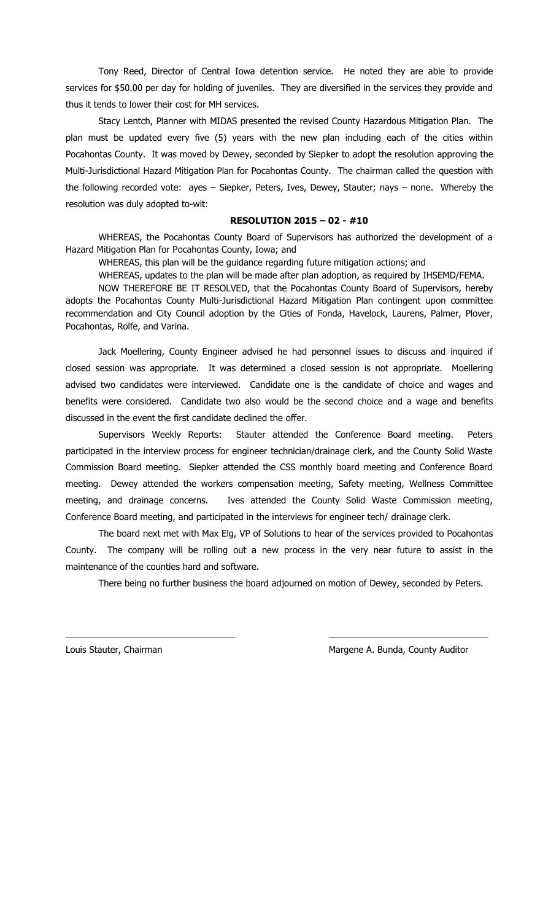Tony Reed, Director of Central Iowa detention service. He noted they are able to provide services for $50.00 per day for holding of juveniles. They are diversified in the services they provide and thus it tends to lower their cost for MH services.

Stacy Lentch, Planner with MIDAS presented the revised County Hazardous Mitigation Plan. The plan must be updated every five (5) years with the new plan including each of the cities within Pocahontas County. It was moved by Dewey, seconded by Siepker to adopt the resolution approving the Multi-Jurisdictional Hazard Mitigation Plan for Pocahontas County. The chairman called the question with the following recorded vote: ayes – Siepker, Peters, Ives, Dewey, Stauter; nays – none. Whereby the resolution was duly adopted to-wit:

**RESOLUTION 2015 – 02 - #10**

WHEREAS, the Pocahontas County Board of Supervisors has authorized the development of a Hazard Mitigation Plan for Pocahontas County, Iowa; and

WHEREAS, this plan will be the guidance regarding future mitigation actions; and

WHEREAS, updates to the plan will be made after plan adoption, as required by IHSEMD/FEMA.

NOW THEREFORE BE IT RESOLVED, that the Pocahontas County Board of Supervisors, hereby adopts the Pocahontas County Multi-Jurisdictional Hazard Mitigation Plan contingent upon committee recommendation and City Council adoption by the Cities of Fonda, Havelock, Laurens, Palmer, Plover, Pocahontas, Rolfe, and Varina.

Jack Moellering, County Engineer advised he had personnel issues to discuss and inquired if closed session was appropriate. It was determined a closed session is not appropriate. Moellering advised two candidates were interviewed. Candidate one is the candidate of choice and wages and benefits were considered. Candidate two also would be the second choice and a wage and benefits discussed in the event the first candidate declined the offer.

Supervisors Weekly Reports: Stauter attended the Conference Board meeting. Peters participated in the interview process for engineer technician/drainage clerk, and the County Solid Waste Commission Board meeting. Siepker attended the CSS monthly board meeting and Conference Board meeting. Dewey attended the workers compensation meeting, Safety meeting, Wellness Committee meeting, and drainage concerns. Ives attended the County Solid Waste Commission meeting, Conference Board meeting, and participated in the interviews for engineer tech/ drainage clerk.

The board next met with Max Elg, VP of Solutions to hear of the services provided to Pocahontas County. The company will be rolling out a new process in the very near future to assist in the maintenance of the counties hard and software.

There being no further business the board adjourned on motion of Dewey, seconded by Peters.

\_\_\_\_\_\_\_\_\_\_\_\_\_\_\_\_\_\_\_\_\_\_\_\_\_\_\_\_\_\_\_\_ \_\_\_\_\_\_\_\_\_\_\_\_\_\_\_\_\_\_\_\_\_\_\_\_\_\_\_\_\_\_\_\_

Louis Stauter, Chairman Margene A. Bunda, County Auditor